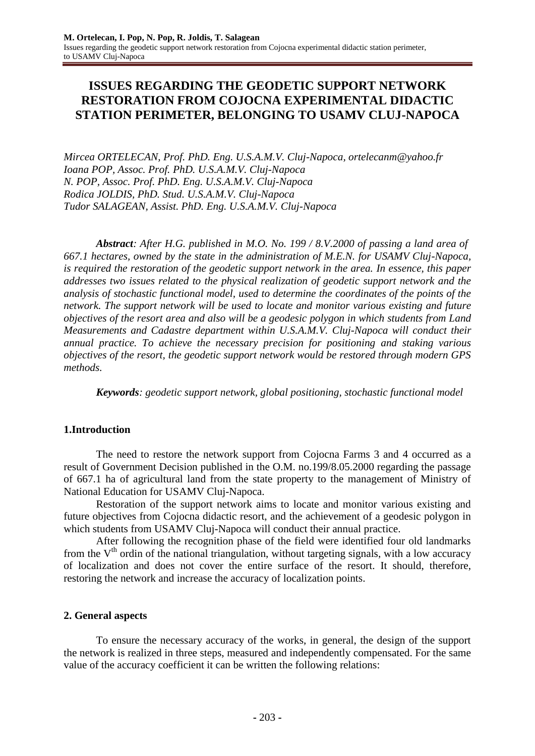# ISSUES REGARDING THE GEODETIC SUPPORT NETWORK RESTORATION FROM COJOCNA EXPERIMENTAL DIDACTIC STATION PERIMETER, BELONGING TO USAMV CLUJ-NAPOCA

*Mircea ORTELECAN, Prof. PhD. Eng. U.S.A.M.V. Cluj-Napoca, ortelecanm@yahoo.fr*
*Ioana POP, Assoc. Prof. PhD. U.S.A.M.V. Cluj-Napoca*
*N. POP, Assoc. Prof. PhD. Eng. U.S.A.M.V. Cluj-Napoca*
*Rodica JOLDIS, PhD. Stud. U.S.A.M.V. Cluj-Napoca*
*Tudor SALAGEAN, Assist. PhD. Eng. U.S.A.M.V. Cluj-Napoca*

***Abstract**: After H.G. published in M.O. No. 199 / 8.V.2000 of passing a land area of 667.1 hectares, owned by the state in the administration of M.E.N. for USAMV Cluj-Napoca, is required the restoration of the geodetic support network in the area. In essence, this paper addresses two issues related to the physical realization of geodetic support network and the analysis of stochastic functional model, used to determine the coordinates of the points of the network. The support network will be used to locate and monitor various existing and future objectives of the resort area and also will be a geodesic polygon in which students from Land Measurements and Cadastre department within U.S.A.M.V. Cluj-Napoca will conduct their annual practice. To achieve the necessary precision for positioning and staking various objectives of the resort, the geodetic support network would be restored through modern GPS methods.*

***Keywords**: geodetic support network, global positioning, stochastic functional model*

## 1.Introduction

The need to restore the network support from Cojocna Farms 3 and 4 occurred as a result of Government Decision published in the O.M. no.199/8.05.2000 regarding the passage of 667.1 ha of agricultural land from the state property to the management of Ministry of National Education for USAMV Cluj-Napoca.

Restoration of the support network aims to locate and monitor various existing and future objectives from Cojocna didactic resort, and the achievement of a geodesic polygon in which students from USAMV Cluj-Napoca will conduct their annual practice.

After following the recognition phase of the field were identified four old landmarks from the $V^{th}$ ordin of the national triangulation, without targeting signals, with a low accuracy of localization and does not cover the entire surface of the resort. It should, therefore, restoring the network and increase the accuracy of localization points.

## 2. General aspects

To ensure the necessary accuracy of the works, in general, the design of the support the network is realized in three steps, measured and independently compensated. For the same value of the accuracy coefficient it can be written the following relations: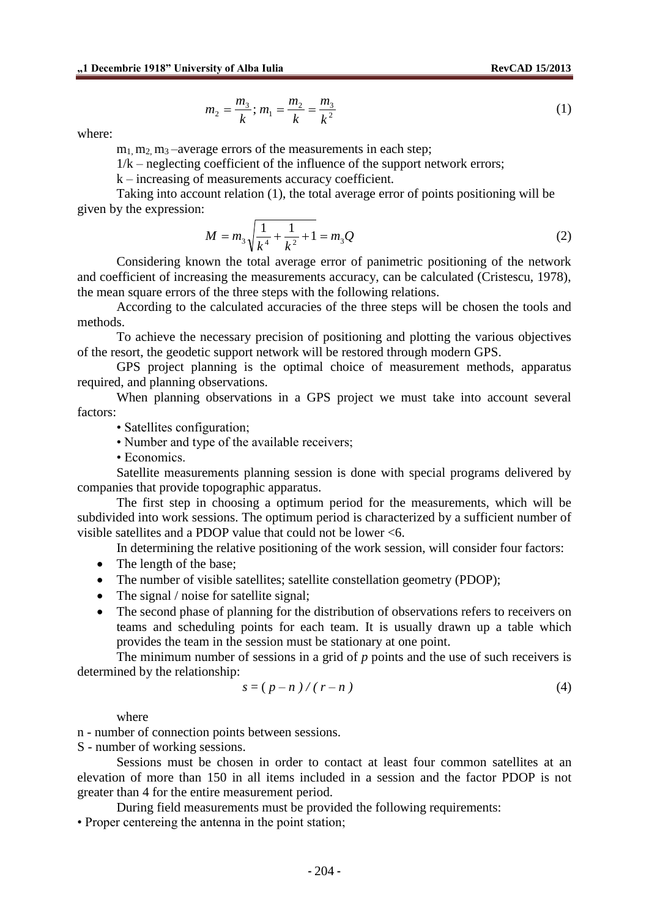$$m_2 = \frac{m_3}{k};\, m_1 = \frac{m_2}{k} = \frac{m_3}{k^2} \tag{1}$$

where:

$m_1$, $m_2$, $m_3$ –average errors of the measurements in each step;

1/k – neglecting coefficient of the influence of the support network errors;

k – increasing of measurements accuracy coefficient.

Taking into account relation (1), the total average error of points positioning will be given by the expression:

$$M = m_3\sqrt{\frac{1}{k^4} + \frac{1}{k^2} + 1} = m_3 Q \tag{2}$$

Considering known the total average error of panimetric positioning of the network and coefficient of increasing the measurements accuracy, can be calculated (Cristescu, 1978), the mean square errors of the three steps with the following relations.

According to the calculated accuracies of the three steps will be chosen the tools and methods.

To achieve the necessary precision of positioning and plotting the various objectives of the resort, the geodetic support network will be restored through modern GPS.

GPS project planning is the optimal choice of measurement methods, apparatus required, and planning observations.

When planning observations in a GPS project we must take into account several factors:

- Satellites configuration;
- Number and type of the available receivers;
- Economics.

Satellite measurements planning session is done with special programs delivered by companies that provide topographic apparatus.

The first step in choosing a optimum period for the measurements, which will be subdivided into work sessions. The optimum period is characterized by a sufficient number of visible satellites and a PDOP value that could not be lower <6.

In determining the relative positioning of the work session, will consider four factors:

- The length of the base;
- The number of visible satellites; satellite constellation geometry (PDOP);
- The signal / noise for satellite signal;
- The second phase of planning for the distribution of observations refers to receivers on teams and scheduling points for each team. It is usually drawn up a table which provides the team in the session must be stationary at one point.

The minimum number of sessions in a grid of *p* points and the use of such receivers is determined by the relationship:

$$s = (p - n) / (r - n) \tag{4}$$

where

n - number of connection points between sessions.

S - number of working sessions.

Sessions must be chosen in order to contact at least four common satellites at an elevation of more than 150 in all items included in a session and the factor PDOP is not greater than 4 for the entire measurement period.

During field measurements must be provided the following requirements:

- Proper centereing the antenna in the point station;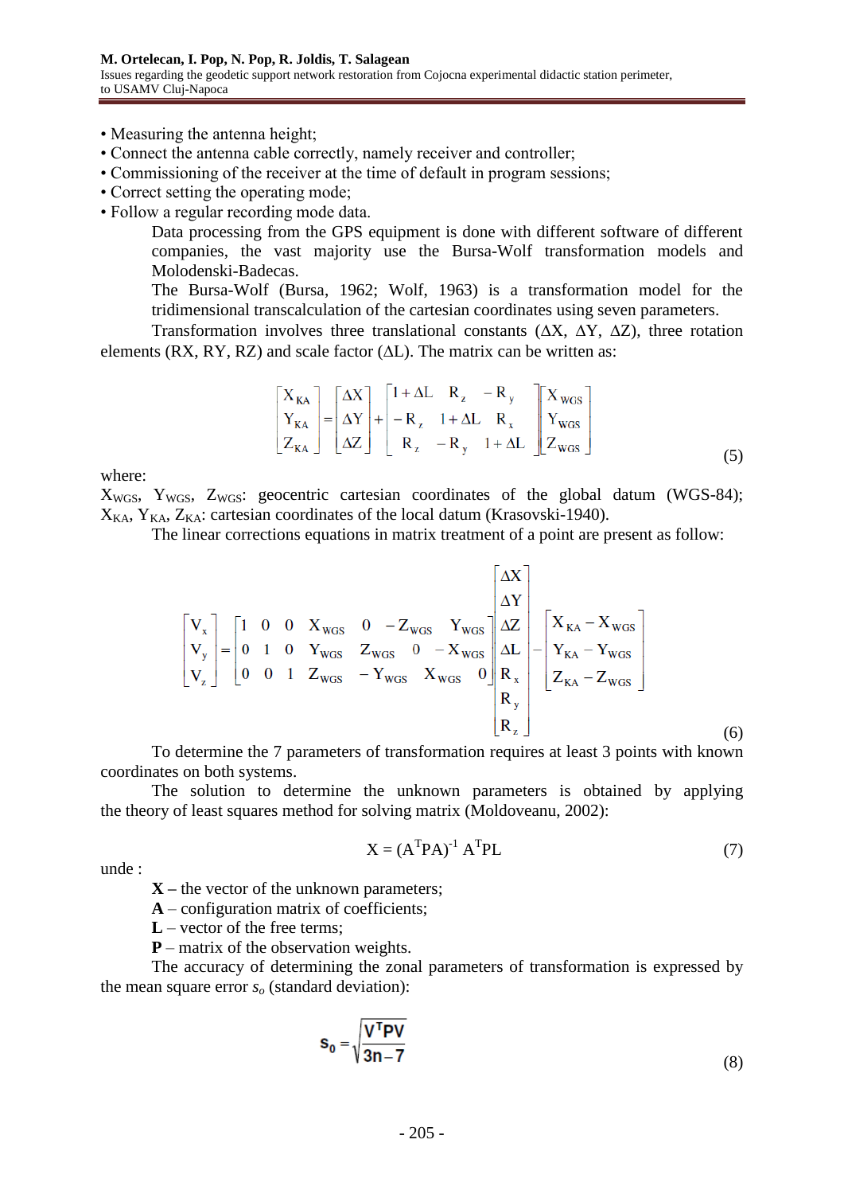- Measuring the antenna height;
- Connect the antenna cable correctly, namely receiver and controller;
- Commissioning of the receiver at the time of default in program sessions;
- Correct setting the operating mode;
- Follow a regular recording mode data.

Data processing from the GPS equipment is done with different software of different companies, the vast majority use the Bursa-Wolf transformation models and Molodenski-Badecas.

The Bursa-Wolf (Bursa, 1962; Wolf, 1963) is a transformation model for the tridimensional transcalculation of the cartesian coordinates using seven parameters.

Transformation involves three translational constants (ΔX, ΔY, ΔZ), three rotation elements (RX, RY, RZ) and scale factor (ΔL). The matrix can be written as:

$$\begin{bmatrix} X_{KA} \\ Y_{KA} \\ Z_{KA} \end{bmatrix} = \begin{bmatrix} \Delta X \\ \Delta Y \\ \Delta Z \end{bmatrix} + \begin{bmatrix} 1+\Delta L & R_z & -R_y \\ -R_z & 1+\Delta L & R_x \\ R_z & -R_y & 1+\Delta L \end{bmatrix} \begin{bmatrix} X_{WGS} \\ Y_{WGS} \\ Z_{WGS} \end{bmatrix} \tag{5}$$

where:

$X_{WGS}$, $Y_{WGS}$, $Z_{WGS}$: geocentric cartesian coordinates of the global datum (WGS-84);
$X_{KA}$, $Y_{KA}$, $Z_{KA}$: cartesian coordinates of the local datum (Krasovski-1940).

The linear corrections equations in matrix treatment of a point are present as follow:

$$\begin{bmatrix} V_x \\ V_y \\ V_z \end{bmatrix} = \begin{bmatrix} 1 & 0 & 0 & X_{WGS} & 0 & -Z_{WGS} & Y_{WGS} \\ 0 & 1 & 0 & Y_{WGS} & Z_{WGS} & 0 & -X_{WGS} \\ 0 & 0 & 1 & Z_{WGS} & -Y_{WGS} & X_{WGS} & 0 \end{bmatrix} \begin{bmatrix} \Delta X \\ \Delta Y \\ \Delta Z \\ \Delta L \\ R_x \\ R_y \\ R_z \end{bmatrix} - \begin{bmatrix} X_{KA} - X_{WGS} \\ Y_{KA} - Y_{WGS} \\ Z_{KA} - Z_{WGS} \end{bmatrix} \tag{6}$$

To determine the 7 parameters of transformation requires at least 3 points with known coordinates on both systems.

The solution to determine the unknown parameters is obtained by applying the theory of least squares method for solving matrix (Moldoveanu, 2002):

$$X = (A^T PA)^{-1} A^T PL \tag{7}$$

unde :

**X –** the vector of the unknown parameters;
**A** – configuration matrix of coefficients;
**L** – vector of the free terms;
**P** – matrix of the observation weights.

The accuracy of determining the zonal parameters of transformation is expressed by the mean square error $s_o$ (standard deviation):

$$s_0 = \sqrt{\frac{V^T PV}{3n-7}} \tag{8}$$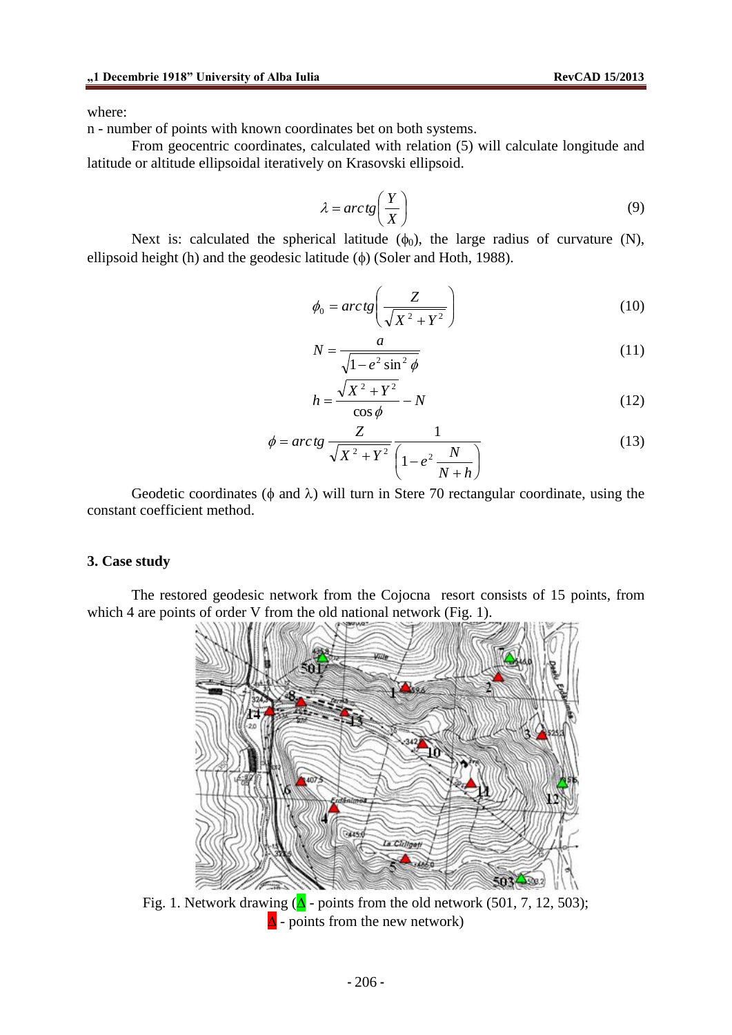where:

n - number of points with known coordinates bet on both systems.

From geocentric coordinates, calculated with relation (5) will calculate longitude and latitude or altitude ellipsoidal iteratively on Krasovski ellipsoid.

$$\lambda = arctg\left(\frac{Y}{X}\right) \tag{9}$$

Next is: calculated the spherical latitude ($\phi_0$), the large radius of curvature (N), ellipsoid height (h) and the geodesic latitude ($\phi$) (Soler and Hoth, 1988).

$$\phi_0 = arctg\left(\frac{Z}{\sqrt{X^2+Y^2}}\right) \tag{10}$$

$$N = \frac{a}{\sqrt{1-e^2\sin^2\phi}} \tag{11}$$

$$h = \frac{\sqrt{X^2+Y^2}}{\cos\phi} - N \tag{12}$$

$$\phi = arctg\,\frac{Z}{\sqrt{X^2+Y^2}}\,\frac{1}{\left(1-e^2\,\frac{N}{N+h}\right)} \tag{13}$$

Geodetic coordinates ($\phi$ and $\lambda$) will turn in Stere 70 rectangular coordinate, using the constant coefficient method.

## 3. Case study

The restored geodesic network from the Cojocna resort consists of 15 points, from which 4 are points of order V from the old national network (Fig. 1).

Fig. 1. Network drawing (Δ - points from the old network (501, 7, 12, 503); Δ - points from the new network)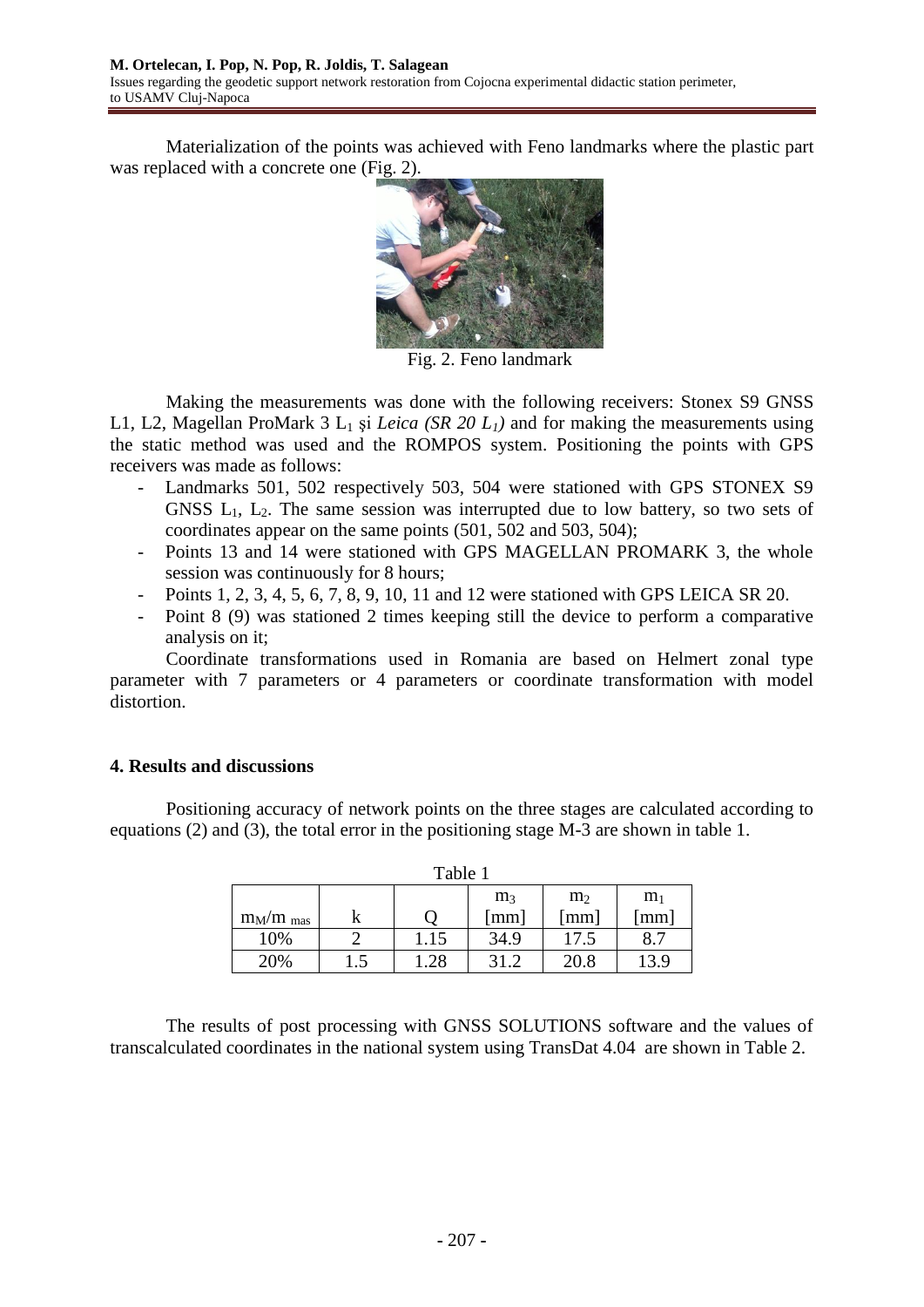Materialization of the points was achieved with Feno landmarks where the plastic part was replaced with a concrete one (Fig. 2).

Fig. 2. Feno landmark

Making the measurements was done with the following receivers: Stonex S9 GNSS L1, L2, Magellan ProMark 3 $L_1$ şi *Leica (SR 20 $L_1$)* and for making the measurements using the static method was used and the ROMPOS system. Positioning the points with GPS receivers was made as follows:

- Landmarks 501, 502 respectively 503, 504 were stationed with GPS STONEX S9 GNSS $L_1$, $L_2$. The same session was interrupted due to low battery, so two sets of coordinates appear on the same points (501, 502 and 503, 504);
- Points 13 and 14 were stationed with GPS MAGELLAN PROMARK 3, the whole session was continuously for 8 hours;
- Points 1, 2, 3, 4, 5, 6, 7, 8, 9, 10, 11 and 12 were stationed with GPS LEICA SR 20.
- Point 8 (9) was stationed 2 times keeping still the device to perform a comparative analysis on it;

Coordinate transformations used in Romania are based on Helmert zonal type parameter with 7 parameters or 4 parameters or coordinate transformation with model distortion.

## 4. Results and discussions

Positioning accuracy of network points on the three stages are calculated according to equations (2) and (3), the total error in the positioning stage M-3 are shown in table 1.

Table 1

| $m_M/m_{mas}$ | k | Q | $m_3$ [mm] | $m_2$ [mm] | $m_1$ [mm] |
|---|---|---|---|---|---|
| 10% | 2 | 1.15 | 34.9 | 17.5 | 8.7 |
| 20% | 1.5 | 1.28 | 31.2 | 20.8 | 13.9 |

The results of post processing with GNSS SOLUTIONS software and the values of transcalculated coordinates in the national system using TransDat 4.04 are shown in Table 2.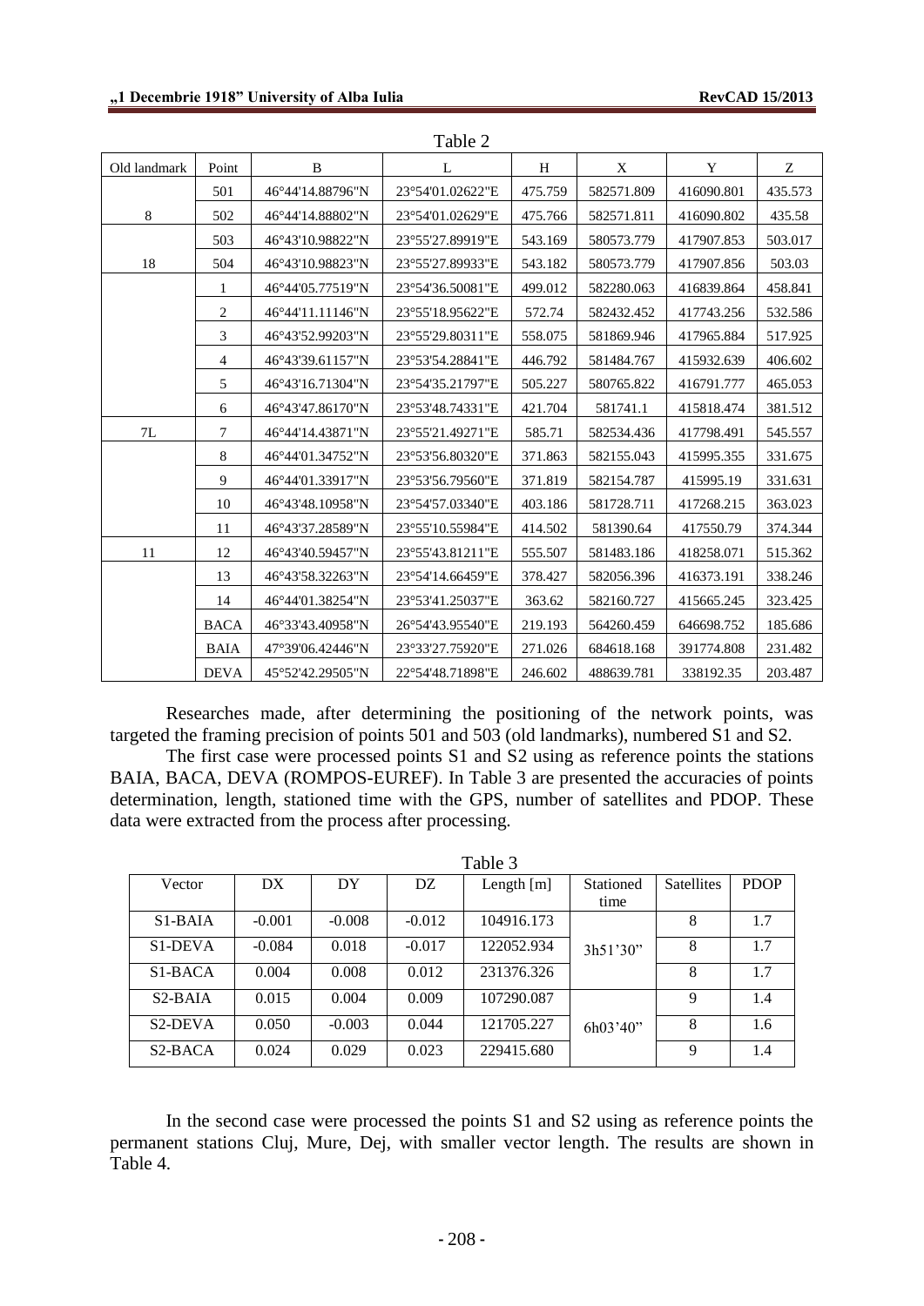Table 2

| Old landmark | Point | B | L | H | X | Y | Z |
|---|---|---|---|---|---|---|---|
| | 501 | 46°44'14.88796"N | 23°54'01.02622"E | 475.759 | 582571.809 | 416090.801 | 435.573 |
| 8 | 502 | 46°44'14.88802"N | 23°54'01.02629"E | 475.766 | 582571.811 | 416090.802 | 435.58 |
| | 503 | 46°43'10.98822"N | 23°55'27.89919"E | 543.169 | 580573.779 | 417907.853 | 503.017 |
| 18 | 504 | 46°43'10.98823"N | 23°55'27.89933"E | 543.182 | 580573.779 | 417907.856 | 503.03 |
| | 1 | 46°44'05.77519"N | 23°54'36.50081"E | 499.012 | 582280.063 | 416839.864 | 458.841 |
| | 2 | 46°44'11.11146"N | 23°55'18.95622"E | 572.74 | 582432.452 | 417743.256 | 532.586 |
| | 3 | 46°43'52.99203"N | 23°55'29.80311"E | 558.075 | 581869.946 | 417965.884 | 517.925 |
| | 4 | 46°43'39.61157"N | 23°53'54.28841"E | 446.792 | 581484.767 | 415932.639 | 406.602 |
| | 5 | 46°43'16.71304"N | 23°54'35.21797"E | 505.227 | 580765.822 | 416791.777 | 465.053 |
| | 6 | 46°43'47.86170"N | 23°53'48.74331"E | 421.704 | 581741.1 | 415818.474 | 381.512 |
| 7L | 7 | 46°44'14.43871"N | 23°55'21.49271"E | 585.71 | 582534.436 | 417798.491 | 545.557 |
| | 8 | 46°44'01.34752"N | 23°53'56.80320"E | 371.863 | 582155.043 | 415995.355 | 331.675 |
| | 9 | 46°44'01.33917"N | 23°53'56.79560"E | 371.819 | 582154.787 | 415995.19 | 331.631 |
| | 10 | 46°43'48.10958"N | 23°54'57.03340"E | 403.186 | 581728.711 | 417268.215 | 363.023 |
| | 11 | 46°43'37.28589"N | 23°55'10.55984"E | 414.502 | 581390.64 | 417550.79 | 374.344 |
| 11 | 12 | 46°43'40.59457"N | 23°55'43.81211"E | 555.507 | 581483.186 | 418258.071 | 515.362 |
| | 13 | 46°43'58.32263"N | 23°54'14.66459"E | 378.427 | 582056.396 | 416373.191 | 338.246 |
| | 14 | 46°44'01.38254"N | 23°53'41.25037"E | 363.62 | 582160.727 | 415665.245 | 323.425 |
| | BACA | 46°33'43.40958"N | 26°54'43.95540"E | 219.193 | 564260.459 | 646698.752 | 185.686 |
| | BAIA | 47°39'06.42446"N | 23°33'27.75920"E | 271.026 | 684618.168 | 391774.808 | 231.482 |
| | DEVA | 45°52'42.29505"N | 22°54'48.71898"E | 246.602 | 488639.781 | 338192.35 | 203.487 |

Researches made, after determining the positioning of the network points, was targeted the framing precision of points 501 and 503 (old landmarks), numbered S1 and S2.

The first case were processed points S1 and S2 using as reference points the stations BAIA, BACA, DEVA (ROMPOS-EUREF). In Table 3 are presented the accuracies of points determination, length, stationed time with the GPS, number of satellites and PDOP. These data were extracted from the process after processing.

Table 3

| Vector | DX | DY | DZ | Length [m] | Stationed time | Satellites | PDOP |
|---|---|---|---|---|---|---|---|
| S1-BAIA | -0.001 | -0.008 | -0.012 | 104916.173 | | 8 | 1.7 |
| S1-DEVA | -0.084 | 0.018 | -0.017 | 122052.934 | 3h51'30" | 8 | 1.7 |
| S1-BACA | 0.004 | 0.008 | 0.012 | 231376.326 | | 8 | 1.7 |
| S2-BAIA | 0.015 | 0.004 | 0.009 | 107290.087 | | 9 | 1.4 |
| S2-DEVA | 0.050 | -0.003 | 0.044 | 121705.227 | 6h03'40" | 8 | 1.6 |
| S2-BACA | 0.024 | 0.029 | 0.023 | 229415.680 | | 9 | 1.4 |

In the second case were processed the points S1 and S2 using as reference points the permanent stations Cluj, Mure, Dej, with smaller vector length. The results are shown in Table 4.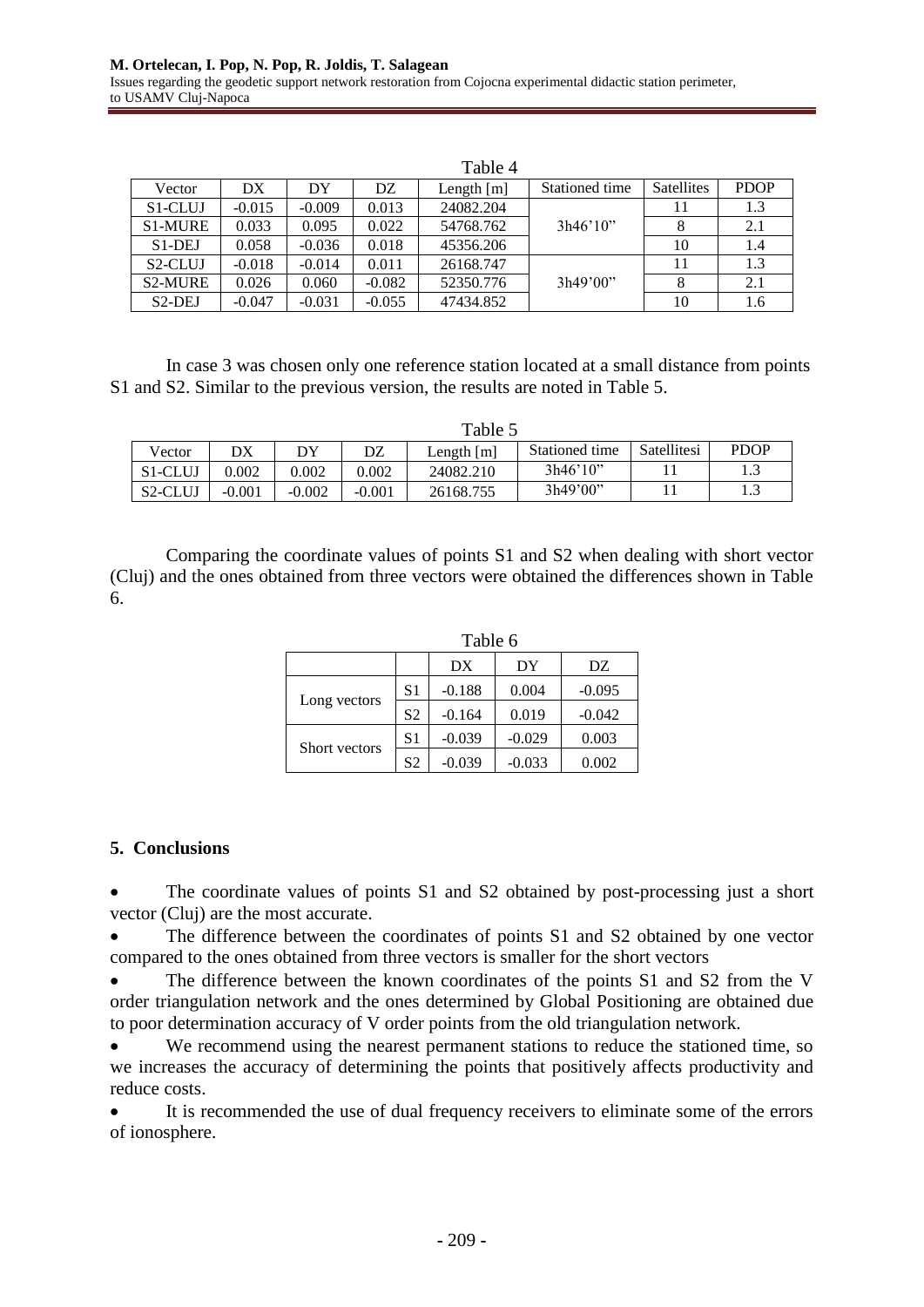Table 4

| Vector | DX | DY | DZ | Length [m] | Stationed time | Satellites | PDOP |
|---|---|---|---|---|---|---|---|
| S1-CLUJ | -0.015 | -0.009 | 0.013 | 24082.204 | 3h46'10" | 11 | 1.3 |
| S1-MURE | 0.033 | 0.095 | 0.022 | 54768.762 | | 8 | 2.1 |
| S1-DEJ | 0.058 | -0.036 | 0.018 | 45356.206 | | 10 | 1.4 |
| S2-CLUJ | -0.018 | -0.014 | 0.011 | 26168.747 | 3h49'00" | 11 | 1.3 |
| S2-MURE | 0.026 | 0.060 | -0.082 | 52350.776 | | 8 | 2.1 |
| S2-DEJ | -0.047 | -0.031 | -0.055 | 47434.852 | | 10 | 1.6 |

In case 3 was chosen only one reference station located at a small distance from points S1 and S2. Similar to the previous version, the results are noted in Table 5.

Table 5

| Vector | DX | DY | DZ | Length [m] | Stationed time | Satellitesi | PDOP |
|---|---|---|---|---|---|---|---|
| S1-CLUJ | 0.002 | 0.002 | 0.002 | 24082.210 | 3h46'10" | 11 | 1.3 |
| S2-CLUJ | -0.001 | -0.002 | -0.001 | 26168.755 | 3h49'00" | 11 | 1.3 |

Comparing the coordinate values of points S1 and S2 when dealing with short vector (Cluj) and the ones obtained from three vectors were obtained the differences shown in Table 6.

Table 6

| | | DX | DY | DZ |
|---|---|---|---|---|
| Long vectors | S1 | -0.188 | 0.004 | -0.095 |
| | S2 | -0.164 | 0.019 | -0.042 |
| Short vectors | S1 | -0.039 | -0.029 | 0.003 |
| | S2 | -0.039 | -0.033 | 0.002 |

## 5. Conclusions

- The coordinate values of points S1 and S2 obtained by post-processing just a short vector (Cluj) are the most accurate.
- The difference between the coordinates of points S1 and S2 obtained by one vector compared to the ones obtained from three vectors is smaller for the short vectors
- The difference between the known coordinates of the points S1 and S2 from the V order triangulation network and the ones determined by Global Positioning are obtained due to poor determination accuracy of V order points from the old triangulation network.
- We recommend using the nearest permanent stations to reduce the stationed time, so we increases the accuracy of determining the points that positively affects productivity and reduce costs.
- It is recommended the use of dual frequency receivers to eliminate some of the errors of ionosphere.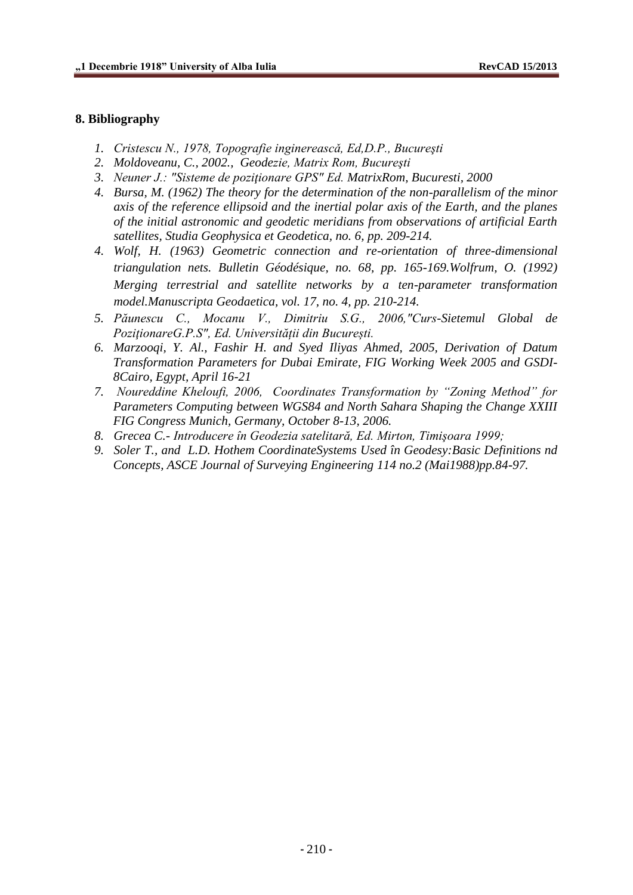## 8. Bibliography

1. *Cristescu N., 1978, Topografie inginerească, Ed,D.P., Bucureşti*
2. *Moldoveanu, C., 2002., Geodezie, Matrix Rom, Bucureşti*
3. *Neuner J.: "Sisteme de poziţionare GPS" Ed. MatrixRom, Bucuresti, 2000*
4. *Bursa, M. (1962) The theory for the determination of the non-parallelism of the minor axis of the reference ellipsoid and the inertial polar axis of the Earth, and the planes of the initial astronomic and geodetic meridians from observations of artificial Earth satellites, Studia Geophysica et Geodetica, no. 6, pp. 209-214.*
4. *Wolf, H. (1963) Geometric connection and re-orientation of three-dimensional triangulation nets. Bulletin Géodésique, no. 68, pp. 165-169.Wolfrum, O. (1992) Merging terrestrial and satellite networks by a ten-parameter transformation model.Manuscripta Geodaetica, vol. 17, no. 4, pp. 210-214.*
5. *Păunescu C., Mocanu V., Dimitriu S.G., 2006,"Curs-Sietemul Global de PoziţionareG.P.S", Ed. Universităţii din Bucureşti.*
6. *Marzooqi, Y. Al., Fashir H. and Syed Iliyas Ahmed, 2005, Derivation of Datum Transformation Parameters for Dubai Emirate, FIG Working Week 2005 and GSDI-8Cairo, Egypt, April 16-21*
7. *Noureddine Kheloufi, 2006, Coordinates Transformation by "Zoning Method" for Parameters Computing between WGS84 and North Sahara Shaping the Change XXIII FIG Congress Munich, Germany, October 8-13, 2006.*
8. *Grecea C.- Introducere în Geodezia satelitară, Ed. Mirton, Timişoara 1999;*
9. *Soler T., and L.D. Hothem CoordinateSystems Used în Geodesy:Basic Definitions nd Concepts, ASCE Journal of Surveying Engineering 114 no.2 (Mai1988)pp.84-97.*